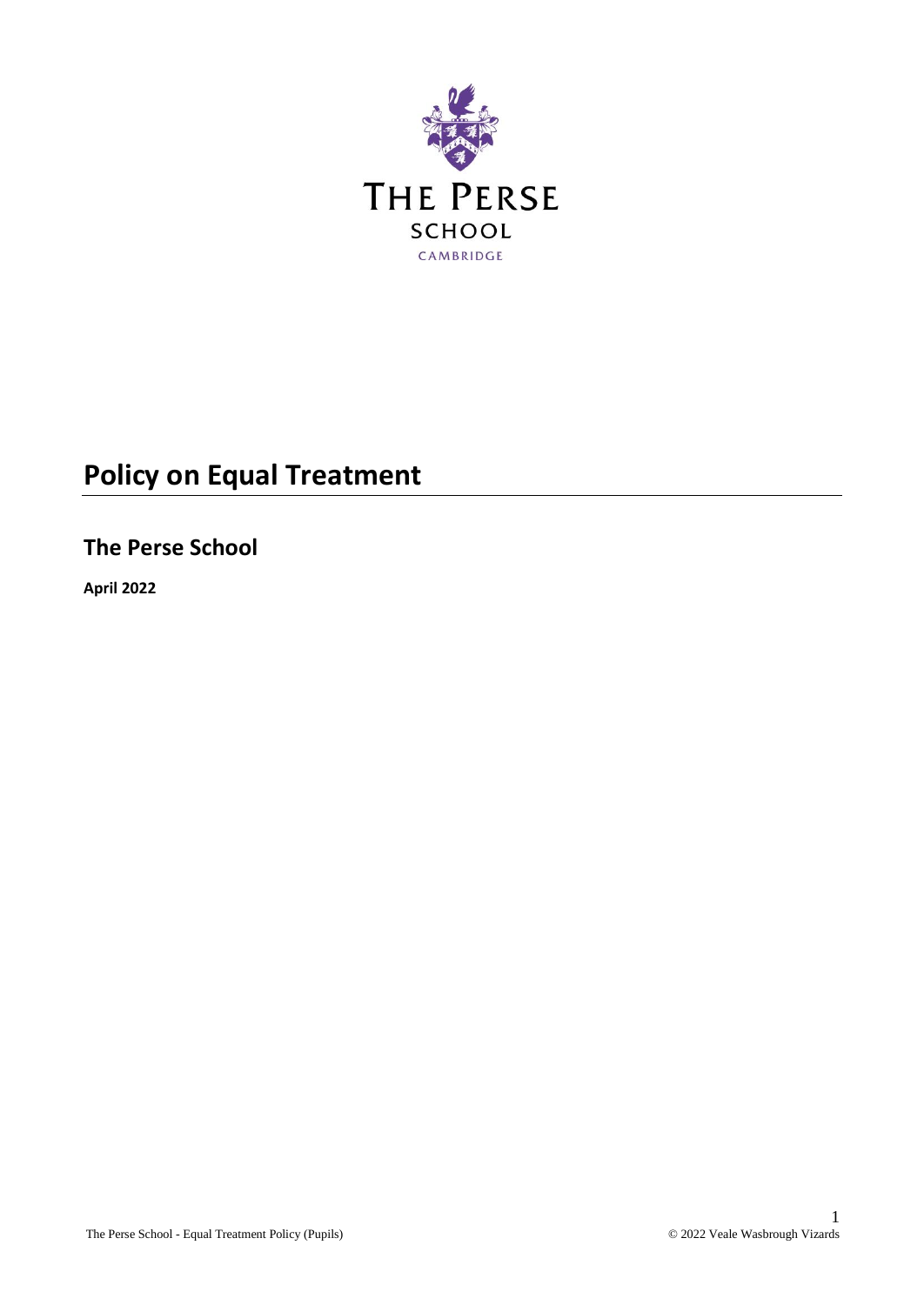THE PERSE SCHOOL

CAMBRIDGE

# Policy on Equal Treatment

## The Perse School

**April 2022**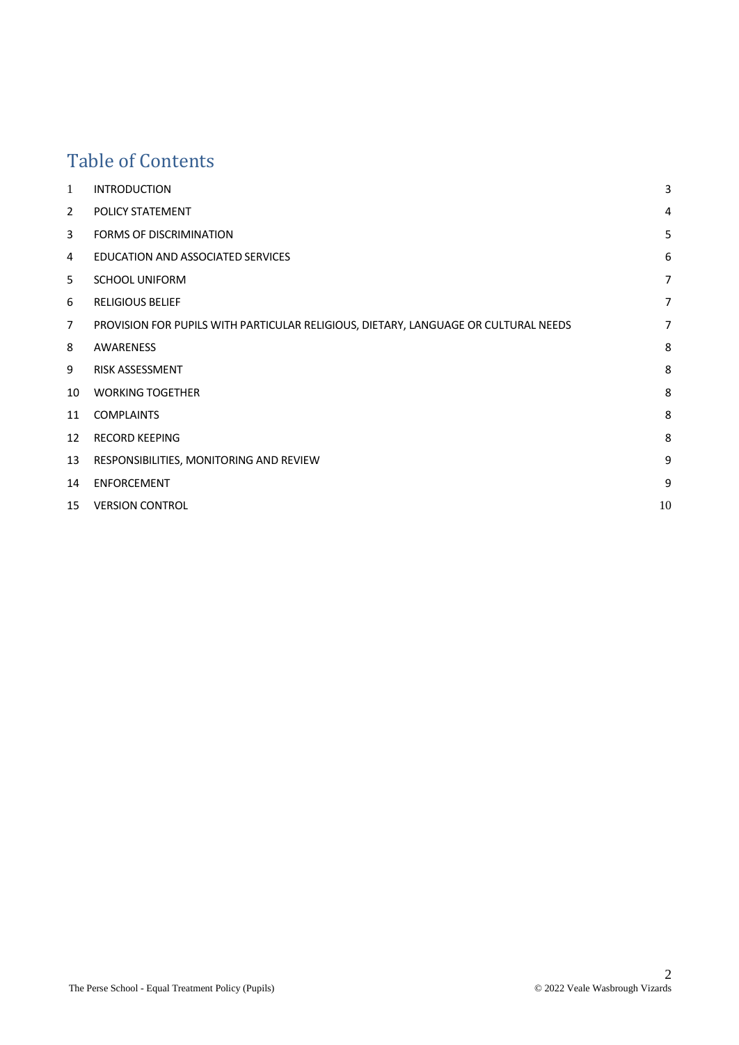# Table of Contents

| | | |
|---|---|---|
| 1 | INTRODUCTION | 3 |
| 2 | POLICY STATEMENT | 4 |
| 3 | FORMS OF DISCRIMINATION | 5 |
| 4 | EDUCATION AND ASSOCIATED SERVICES | 6 |
| 5 | SCHOOL UNIFORM | 7 |
| 6 | RELIGIOUS BELIEF | 7 |
| 7 | PROVISION FOR PUPILS WITH PARTICULAR RELIGIOUS, DIETARY, LANGUAGE OR CULTURAL NEEDS | 7 |
| 8 | AWARENESS | 8 |
| 9 | RISK ASSESSMENT | 8 |
| 10 | WORKING TOGETHER | 8 |
| 11 | COMPLAINTS | 8 |
| 12 | RECORD KEEPING | 8 |
| 13 | RESPONSIBILITIES, MONITORING AND REVIEW | 9 |
| 14 | ENFORCEMENT | 9 |
| 15 | VERSION CONTROL | 10 |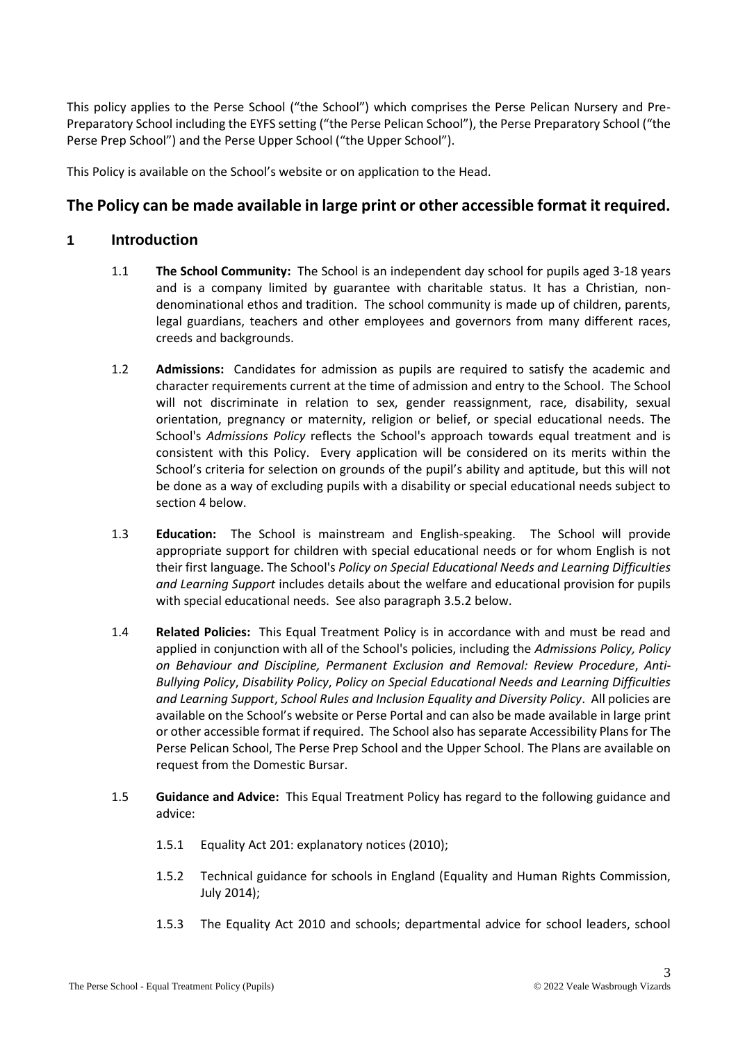This policy applies to the Perse School ("the School") which comprises the Perse Pelican Nursery and Pre-Preparatory School including the EYFS setting ("the Perse Pelican School"), the Perse Preparatory School ("the Perse Prep School") and the Perse Upper School ("the Upper School").

This Policy is available on the School's website or on application to the Head.

## The Policy can be made available in large print or other accessible format it required.

## 1 Introduction

1.1 **The School Community:** The School is an independent day school for pupils aged 3-18 years and is a company limited by guarantee with charitable status. It has a Christian, non-denominational ethos and tradition. The school community is made up of children, parents, legal guardians, teachers and other employees and governors from many different races, creeds and backgrounds.

1.2 **Admissions:** Candidates for admission as pupils are required to satisfy the academic and character requirements current at the time of admission and entry to the School. The School will not discriminate in relation to sex, gender reassignment, race, disability, sexual orientation, pregnancy or maternity, religion or belief, or special educational needs. The School's *Admissions Policy* reflects the School's approach towards equal treatment and is consistent with this Policy. Every application will be considered on its merits within the School's criteria for selection on grounds of the pupil's ability and aptitude, but this will not be done as a way of excluding pupils with a disability or special educational needs subject to section 4 below.

1.3 **Education:** The School is mainstream and English-speaking. The School will provide appropriate support for children with special educational needs or for whom English is not their first language. The School's *Policy on Special Educational Needs and Learning Difficulties and Learning Support* includes details about the welfare and educational provision for pupils with special educational needs. See also paragraph 3.5.2 below.

1.4 **Related Policies:** This Equal Treatment Policy is in accordance with and must be read and applied in conjunction with all of the School's policies, including the *Admissions Policy, Policy on Behaviour and Discipline, Permanent Exclusion and Removal: Review Procedure*, *Anti-Bullying Policy*, *Disability Policy*, *Policy on Special Educational Needs and Learning Difficulties and Learning Support*, *School Rules and Inclusion Equality and Diversity Policy*. All policies are available on the School's website or Perse Portal and can also be made available in large print or other accessible format if required. The School also has separate Accessibility Plans for The Perse Pelican School, The Perse Prep School and the Upper School. The Plans are available on request from the Domestic Bursar.

1.5 **Guidance and Advice:** This Equal Treatment Policy has regard to the following guidance and advice:

1.5.1 Equality Act 201: explanatory notices (2010);

1.5.2 Technical guidance for schools in England (Equality and Human Rights Commission, July 2014);

1.5.3 The Equality Act 2010 and schools; departmental advice for school leaders, school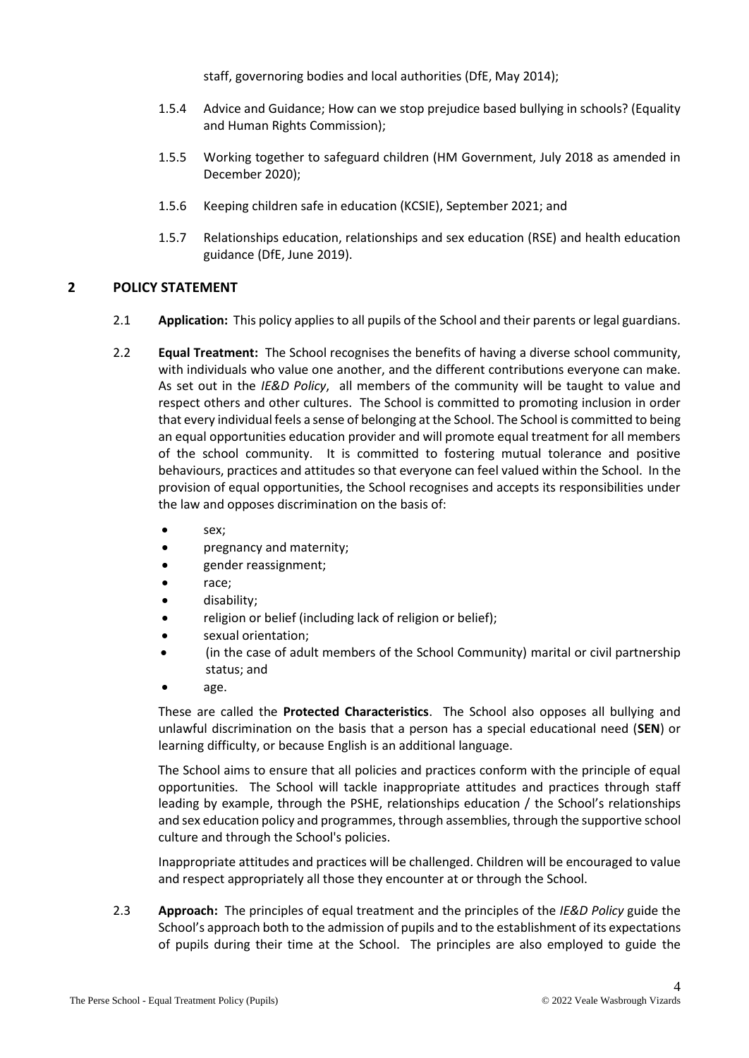staff, governoring bodies and local authorities (DfE, May 2014);

1.5.4 Advice and Guidance; How can we stop prejudice based bullying in schools? (Equality and Human Rights Commission);

1.5.5 Working together to safeguard children (HM Government, July 2018 as amended in December 2020);

1.5.6 Keeping children safe in education (KCSIE), September 2021; and

1.5.7 Relationships education, relationships and sex education (RSE) and health education guidance (DfE, June 2019).

## 2 POLICY STATEMENT

2.1 **Application:** This policy applies to all pupils of the School and their parents or legal guardians.

2.2 **Equal Treatment:** The School recognises the benefits of having a diverse school community, with individuals who value one another, and the different contributions everyone can make. As set out in the *IE&D Policy*, all members of the community will be taught to value and respect others and other cultures. The School is committed to promoting inclusion in order that every individual feels a sense of belonging at the School. The School is committed to being an equal opportunities education provider and will promote equal treatment for all members of the school community. It is committed to fostering mutual tolerance and positive behaviours, practices and attitudes so that everyone can feel valued within the School. In the provision of equal opportunities, the School recognises and accepts its responsibilities under the law and opposes discrimination on the basis of:

- sex;
- pregnancy and maternity;
- gender reassignment;
- race;
- disability;
- religion or belief (including lack of religion or belief);
- sexual orientation;
- (in the case of adult members of the School Community) marital or civil partnership status; and
- age.

These are called the **Protected Characteristics**. The School also opposes all bullying and unlawful discrimination on the basis that a person has a special educational need (**SEN**) or learning difficulty, or because English is an additional language.

The School aims to ensure that all policies and practices conform with the principle of equal opportunities. The School will tackle inappropriate attitudes and practices through staff leading by example, through the PSHE, relationships education / the School's relationships and sex education policy and programmes, through assemblies, through the supportive school culture and through the School's policies.

Inappropriate attitudes and practices will be challenged. Children will be encouraged to value and respect appropriately all those they encounter at or through the School.

2.3 **Approach:** The principles of equal treatment and the principles of the *IE&D Policy* guide the School's approach both to the admission of pupils and to the establishment of its expectations of pupils during their time at the School. The principles are also employed to guide the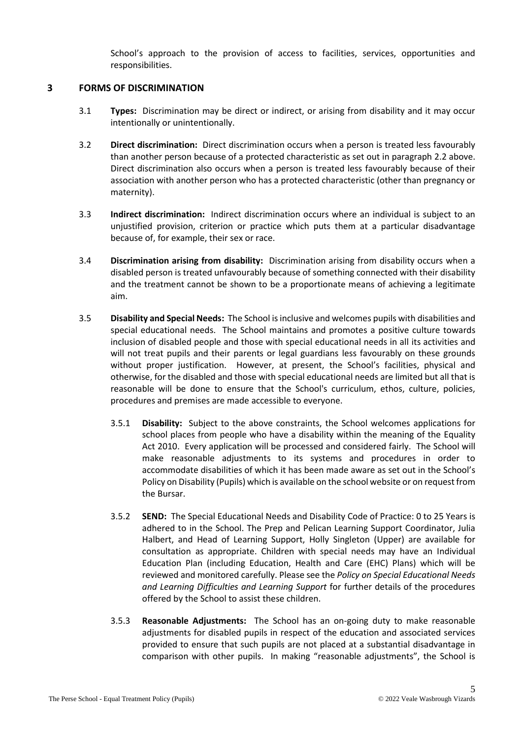School's approach to the provision of access to facilities, services, opportunities and responsibilities.

## 3 FORMS OF DISCRIMINATION

3.1 **Types:** Discrimination may be direct or indirect, or arising from disability and it may occur intentionally or unintentionally.

3.2 **Direct discrimination:** Direct discrimination occurs when a person is treated less favourably than another person because of a protected characteristic as set out in paragraph 2.2 above. Direct discrimination also occurs when a person is treated less favourably because of their association with another person who has a protected characteristic (other than pregnancy or maternity).

3.3 **Indirect discrimination:** Indirect discrimination occurs where an individual is subject to an unjustified provision, criterion or practice which puts them at a particular disadvantage because of, for example, their sex or race.

3.4 **Discrimination arising from disability:** Discrimination arising from disability occurs when a disabled person is treated unfavourably because of something connected with their disability and the treatment cannot be shown to be a proportionate means of achieving a legitimate aim.

3.5 **Disability and Special Needs:** The School is inclusive and welcomes pupils with disabilities and special educational needs. The School maintains and promotes a positive culture towards inclusion of disabled people and those with special educational needs in all its activities and will not treat pupils and their parents or legal guardians less favourably on these grounds without proper justification. However, at present, the School's facilities, physical and otherwise, for the disabled and those with special educational needs are limited but all that is reasonable will be done to ensure that the School's curriculum, ethos, culture, policies, procedures and premises are made accessible to everyone.

3.5.1 **Disability:** Subject to the above constraints, the School welcomes applications for school places from people who have a disability within the meaning of the Equality Act 2010. Every application will be processed and considered fairly. The School will make reasonable adjustments to its systems and procedures in order to accommodate disabilities of which it has been made aware as set out in the School's Policy on Disability (Pupils) which is available on the school website or on request from the Bursar.

3.5.2 **SEND:** The Special Educational Needs and Disability Code of Practice: 0 to 25 Years is adhered to in the School. The Prep and Pelican Learning Support Coordinator, Julia Halbert, and Head of Learning Support, Holly Singleton (Upper) are available for consultation as appropriate. Children with special needs may have an Individual Education Plan (including Education, Health and Care (EHC) Plans) which will be reviewed and monitored carefully. Please see the *Policy on Special Educational Needs and Learning Difficulties and Learning Support* for further details of the procedures offered by the School to assist these children.

3.5.3 **Reasonable Adjustments:** The School has an on-going duty to make reasonable adjustments for disabled pupils in respect of the education and associated services provided to ensure that such pupils are not placed at a substantial disadvantage in comparison with other pupils. In making "reasonable adjustments", the School is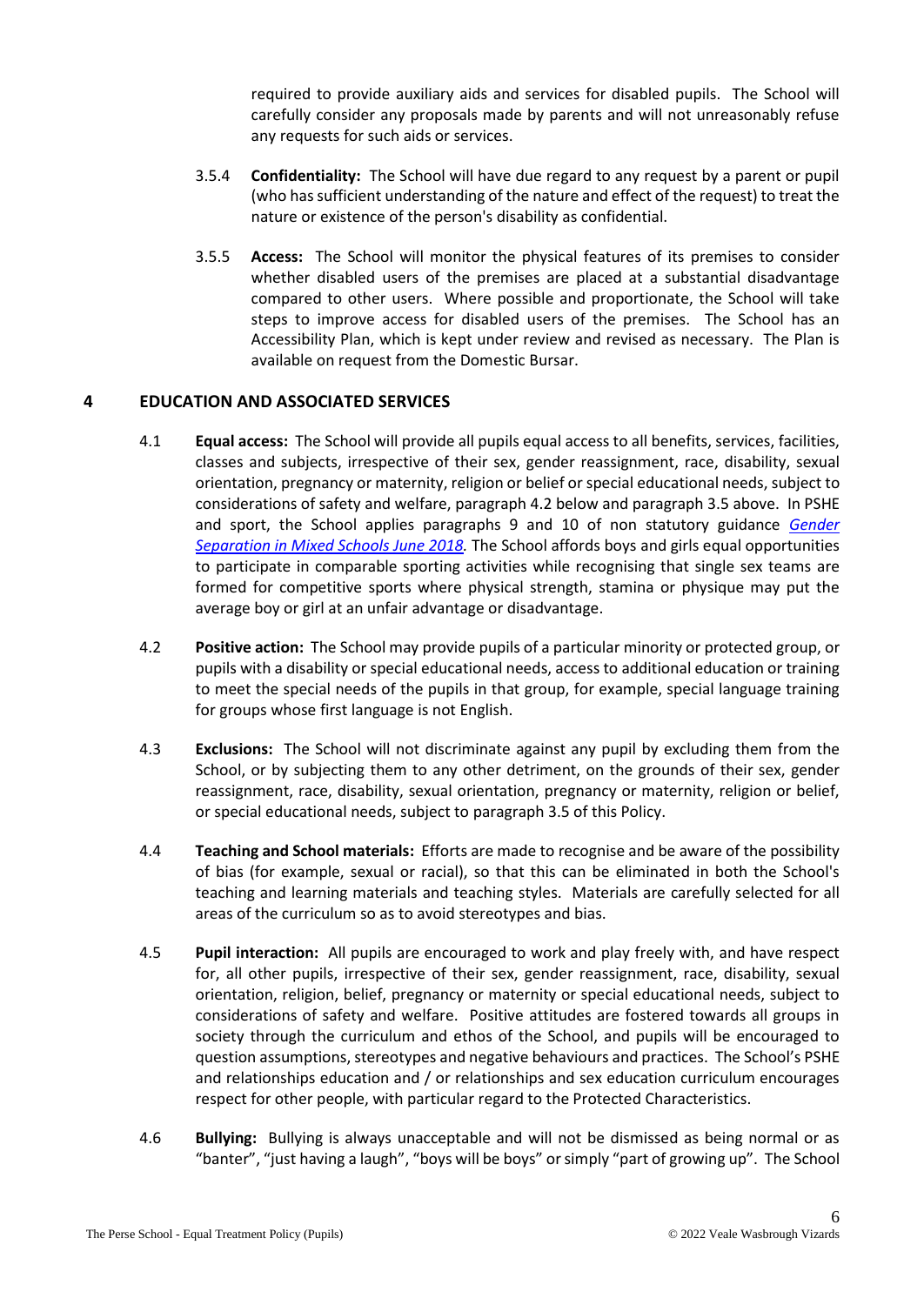required to provide auxiliary aids and services for disabled pupils. The School will carefully consider any proposals made by parents and will not unreasonably refuse any requests for such aids or services.

3.5.4 **Confidentiality:** The School will have due regard to any request by a parent or pupil (who has sufficient understanding of the nature and effect of the request) to treat the nature or existence of the person's disability as confidential.

3.5.5 **Access:** The School will monitor the physical features of its premises to consider whether disabled users of the premises are placed at a substantial disadvantage compared to other users. Where possible and proportionate, the School will take steps to improve access for disabled users of the premises. The School has an Accessibility Plan, which is kept under review and revised as necessary. The Plan is available on request from the Domestic Bursar.

## 4 EDUCATION AND ASSOCIATED SERVICES

4.1 **Equal access:** The School will provide all pupils equal access to all benefits, services, facilities, classes and subjects, irrespective of their sex, gender reassignment, race, disability, sexual orientation, pregnancy or maternity, religion or belief or special educational needs, subject to considerations of safety and welfare, paragraph 4.2 below and paragraph 3.5 above. In PSHE and sport, the School applies paragraphs 9 and 10 of non statutory guidance *Gender Separation in Mixed Schools June 2018.* The School affords boys and girls equal opportunities to participate in comparable sporting activities while recognising that single sex teams are formed for competitive sports where physical strength, stamina or physique may put the average boy or girl at an unfair advantage or disadvantage.

4.2 **Positive action:** The School may provide pupils of a particular minority or protected group, or pupils with a disability or special educational needs, access to additional education or training to meet the special needs of the pupils in that group, for example, special language training for groups whose first language is not English.

4.3 **Exclusions:** The School will not discriminate against any pupil by excluding them from the School, or by subjecting them to any other detriment, on the grounds of their sex, gender reassignment, race, disability, sexual orientation, pregnancy or maternity, religion or belief, or special educational needs, subject to paragraph 3.5 of this Policy.

4.4 **Teaching and School materials:** Efforts are made to recognise and be aware of the possibility of bias (for example, sexual or racial), so that this can be eliminated in both the School's teaching and learning materials and teaching styles. Materials are carefully selected for all areas of the curriculum so as to avoid stereotypes and bias.

4.5 **Pupil interaction:** All pupils are encouraged to work and play freely with, and have respect for, all other pupils, irrespective of their sex, gender reassignment, race, disability, sexual orientation, religion, belief, pregnancy or maternity or special educational needs, subject to considerations of safety and welfare. Positive attitudes are fostered towards all groups in society through the curriculum and ethos of the School, and pupils will be encouraged to question assumptions, stereotypes and negative behaviours and practices. The School's PSHE and relationships education and / or relationships and sex education curriculum encourages respect for other people, with particular regard to the Protected Characteristics.

4.6 **Bullying:** Bullying is always unacceptable and will not be dismissed as being normal or as "banter", "just having a laugh", "boys will be boys" or simply "part of growing up". The School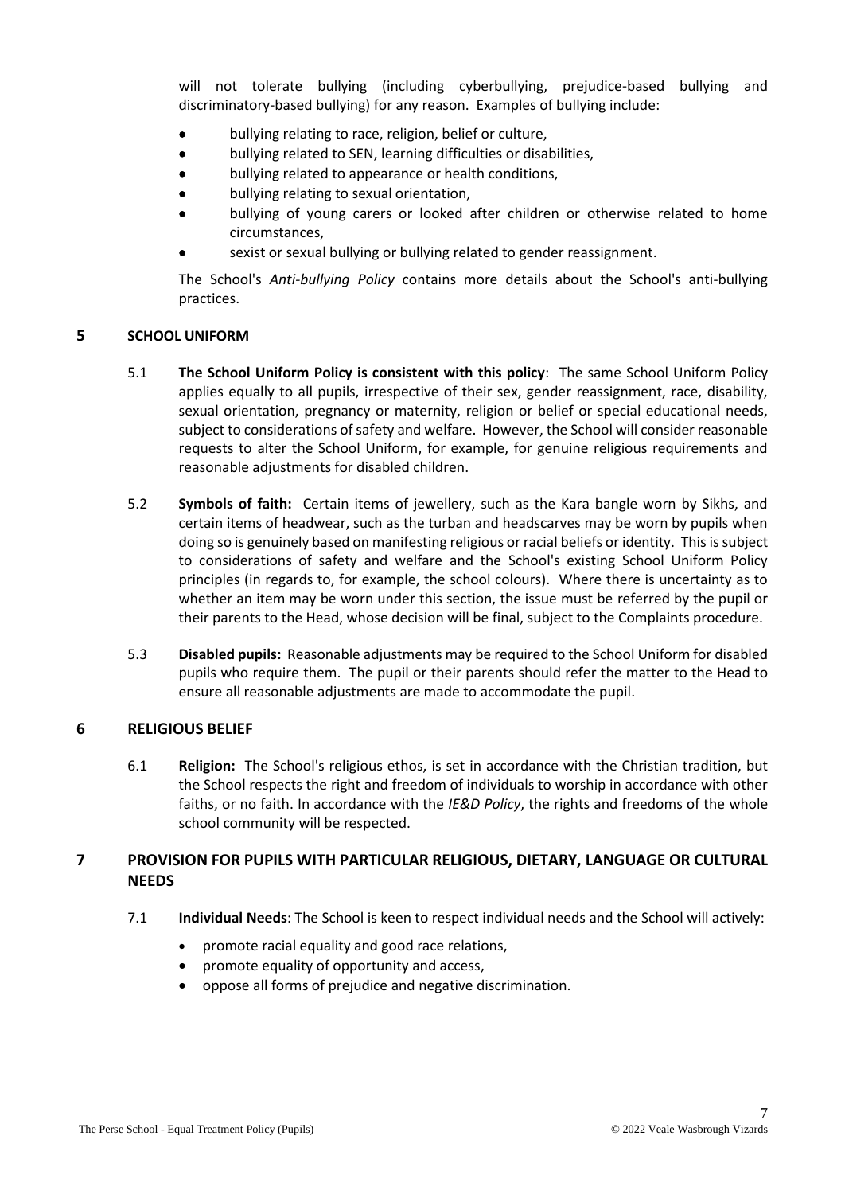will not tolerate bullying (including cyberbullying, prejudice-based bullying and discriminatory-based bullying) for any reason. Examples of bullying include:

- bullying relating to race, religion, belief or culture,
- bullying related to SEN, learning difficulties or disabilities,
- bullying related to appearance or health conditions,
- bullying relating to sexual orientation,
- bullying of young carers or looked after children or otherwise related to home circumstances,
- sexist or sexual bullying or bullying related to gender reassignment.

The School's *Anti-bullying Policy* contains more details about the School's anti-bullying practices.

## 5 SCHOOL UNIFORM

5.1 **The School Uniform Policy is consistent with this policy**: The same School Uniform Policy applies equally to all pupils, irrespective of their sex, gender reassignment, race, disability, sexual orientation, pregnancy or maternity, religion or belief or special educational needs, subject to considerations of safety and welfare. However, the School will consider reasonable requests to alter the School Uniform, for example, for genuine religious requirements and reasonable adjustments for disabled children.

5.2 **Symbols of faith:** Certain items of jewellery, such as the Kara bangle worn by Sikhs, and certain items of headwear, such as the turban and headscarves may be worn by pupils when doing so is genuinely based on manifesting religious or racial beliefs or identity. This is subject to considerations of safety and welfare and the School's existing School Uniform Policy principles (in regards to, for example, the school colours). Where there is uncertainty as to whether an item may be worn under this section, the issue must be referred by the pupil or their parents to the Head, whose decision will be final, subject to the Complaints procedure.

5.3 **Disabled pupils:** Reasonable adjustments may be required to the School Uniform for disabled pupils who require them. The pupil or their parents should refer the matter to the Head to ensure all reasonable adjustments are made to accommodate the pupil.

## 6 RELIGIOUS BELIEF

6.1 **Religion:** The School's religious ethos, is set in accordance with the Christian tradition, but the School respects the right and freedom of individuals to worship in accordance with other faiths, or no faith. In accordance with the *IE&D Policy*, the rights and freedoms of the whole school community will be respected.

## 7 PROVISION FOR PUPILS WITH PARTICULAR RELIGIOUS, DIETARY, LANGUAGE OR CULTURAL NEEDS

7.1 **Individual Needs**: The School is keen to respect individual needs and the School will actively:

- promote racial equality and good race relations,
- promote equality of opportunity and access,
- oppose all forms of prejudice and negative discrimination.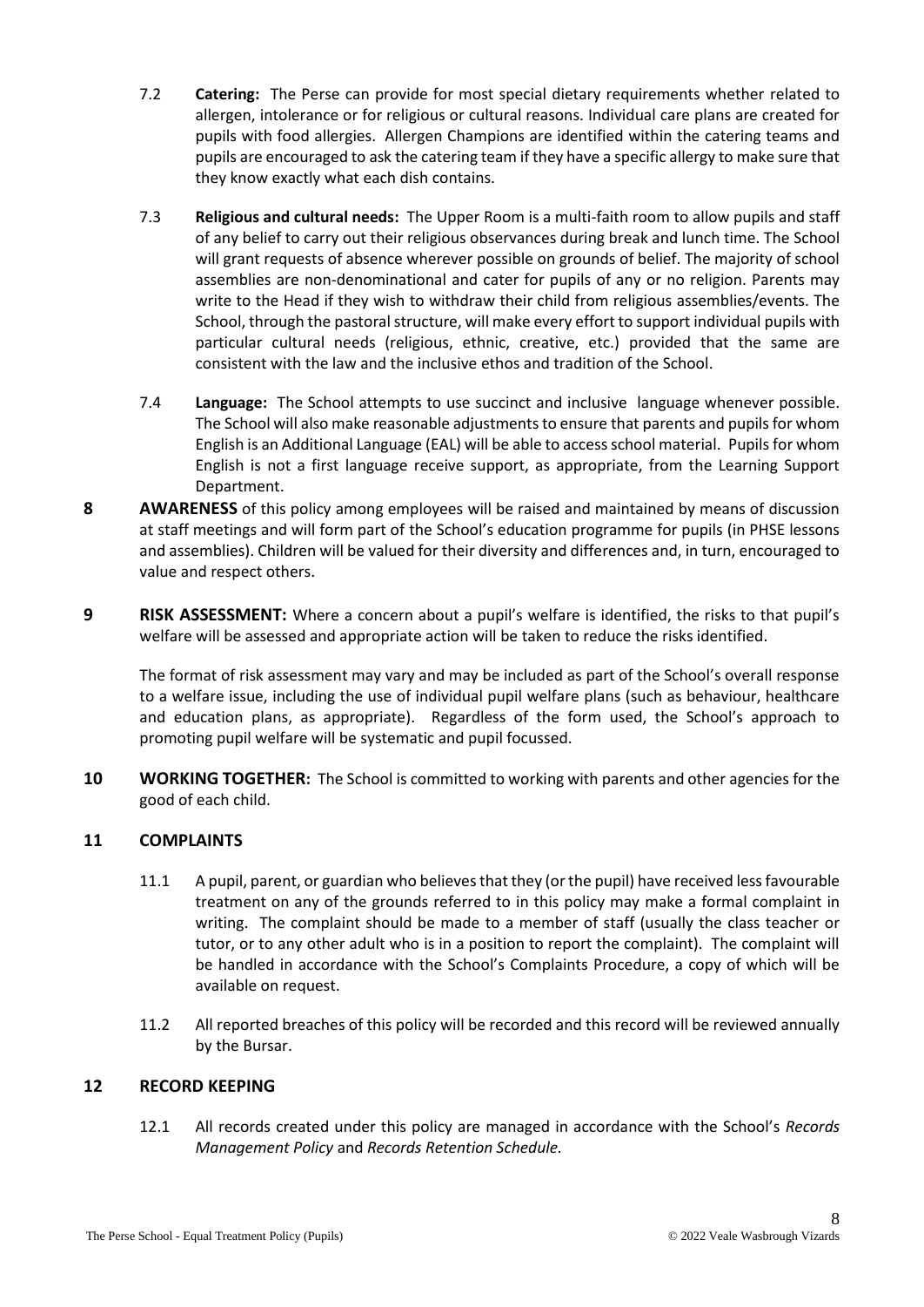7.2 **Catering:** The Perse can provide for most special dietary requirements whether related to allergen, intolerance or for religious or cultural reasons. Individual care plans are created for pupils with food allergies. Allergen Champions are identified within the catering teams and pupils are encouraged to ask the catering team if they have a specific allergy to make sure that they know exactly what each dish contains.

7.3 **Religious and cultural needs:** The Upper Room is a multi-faith room to allow pupils and staff of any belief to carry out their religious observances during break and lunch time. The School will grant requests of absence wherever possible on grounds of belief. The majority of school assemblies are non-denominational and cater for pupils of any or no religion. Parents may write to the Head if they wish to withdraw their child from religious assemblies/events. The School, through the pastoral structure, will make every effort to support individual pupils with particular cultural needs (religious, ethnic, creative, etc.) provided that the same are consistent with the law and the inclusive ethos and tradition of the School.

7.4 **Language:** The School attempts to use succinct and inclusive language whenever possible. The School will also make reasonable adjustments to ensure that parents and pupils for whom English is an Additional Language (EAL) will be able to access school material. Pupils for whom English is not a first language receive support, as appropriate, from the Learning Support Department.

**8 AWARENESS** of this policy among employees will be raised and maintained by means of discussion at staff meetings and will form part of the School's education programme for pupils (in PHSE lessons and assemblies). Children will be valued for their diversity and differences and, in turn, encouraged to value and respect others.

**9 RISK ASSESSMENT:** Where a concern about a pupil's welfare is identified, the risks to that pupil's welfare will be assessed and appropriate action will be taken to reduce the risks identified.

The format of risk assessment may vary and may be included as part of the School's overall response to a welfare issue, including the use of individual pupil welfare plans (such as behaviour, healthcare and education plans, as appropriate). Regardless of the form used, the School's approach to promoting pupil welfare will be systematic and pupil focussed.

**10 WORKING TOGETHER:** The School is committed to working with parents and other agencies for the good of each child.

## 11 COMPLAINTS

11.1 A pupil, parent, or guardian who believes that they (or the pupil) have received less favourable treatment on any of the grounds referred to in this policy may make a formal complaint in writing. The complaint should be made to a member of staff (usually the class teacher or tutor, or to any other adult who is in a position to report the complaint). The complaint will be handled in accordance with the School's Complaints Procedure, a copy of which will be available on request.

11.2 All reported breaches of this policy will be recorded and this record will be reviewed annually by the Bursar.

## 12 RECORD KEEPING

12.1 All records created under this policy are managed in accordance with the School's *Records Management Policy* and *Records Retention Schedule.*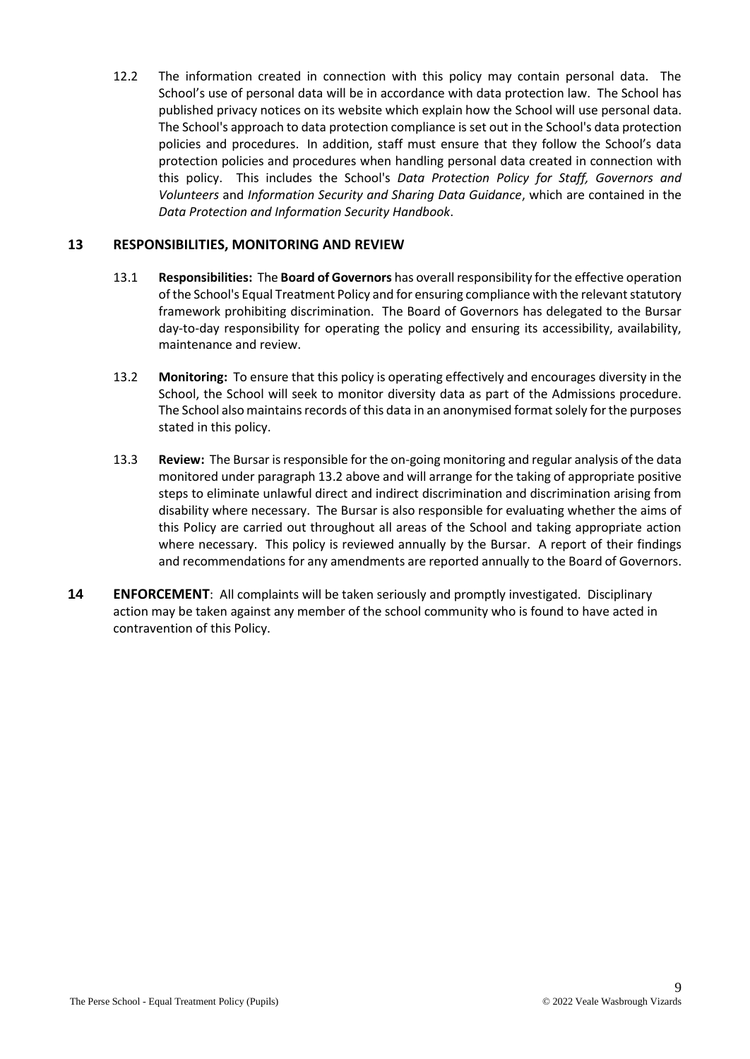12.2 The information created in connection with this policy may contain personal data. The School's use of personal data will be in accordance with data protection law. The School has published privacy notices on its website which explain how the School will use personal data. The School's approach to data protection compliance is set out in the School's data protection policies and procedures. In addition, staff must ensure that they follow the School's data protection policies and procedures when handling personal data created in connection with this policy. This includes the School's *Data Protection Policy for Staff, Governors and Volunteers* and *Information Security and Sharing Data Guidance*, which are contained in the *Data Protection and Information Security Handbook*.

## 13 RESPONSIBILITIES, MONITORING AND REVIEW

13.1 **Responsibilities:** The **Board of Governors** has overall responsibility for the effective operation of the School's Equal Treatment Policy and for ensuring compliance with the relevant statutory framework prohibiting discrimination. The Board of Governors has delegated to the Bursar day-to-day responsibility for operating the policy and ensuring its accessibility, availability, maintenance and review.

13.2 **Monitoring:** To ensure that this policy is operating effectively and encourages diversity in the School, the School will seek to monitor diversity data as part of the Admissions procedure. The School also maintains records of this data in an anonymised format solely for the purposes stated in this policy.

13.3 **Review:** The Bursar is responsible for the on-going monitoring and regular analysis of the data monitored under paragraph 13.2 above and will arrange for the taking of appropriate positive steps to eliminate unlawful direct and indirect discrimination and discrimination arising from disability where necessary. The Bursar is also responsible for evaluating whether the aims of this Policy are carried out throughout all areas of the School and taking appropriate action where necessary. This policy is reviewed annually by the Bursar. A report of their findings and recommendations for any amendments are reported annually to the Board of Governors.

**14 ENFORCEMENT**: All complaints will be taken seriously and promptly investigated. Disciplinary action may be taken against any member of the school community who is found to have acted in contravention of this Policy.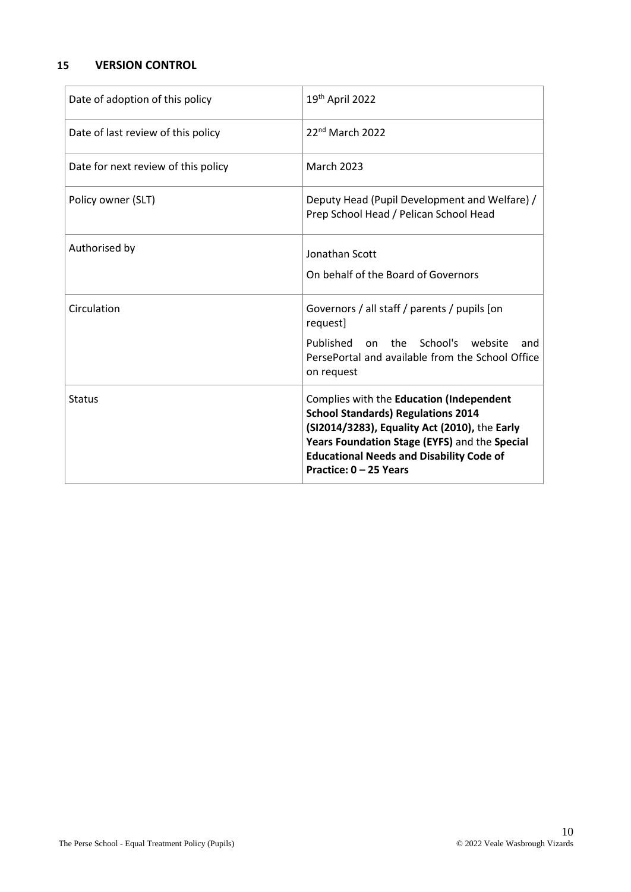## 15 VERSION CONTROL

| | |
|---|---|
| Date of adoption of this policy | 19th April 2022 |
| Date of last review of this policy | 22nd March 2022 |
| Date for next review of this policy | March 2023 |
| Policy owner (SLT) | Deputy Head (Pupil Development and Welfare) / Prep School Head / Pelican School Head |
| Authorised by | Jonathan Scott<br><br>On behalf of the Board of Governors |
| Circulation | Governors / all staff / parents / pupils [on request]<br><br>Published on the School's website and PersePortal and available from the School Office on request |
| Status | Complies with the **Education (Independent School Standards) Regulations 2014 (SI2014/3283), Equality Act (2010),** the **Early Years Foundation Stage (EYFS)** and the **Special Educational Needs and Disability Code of Practice: 0 – 25 Years** |